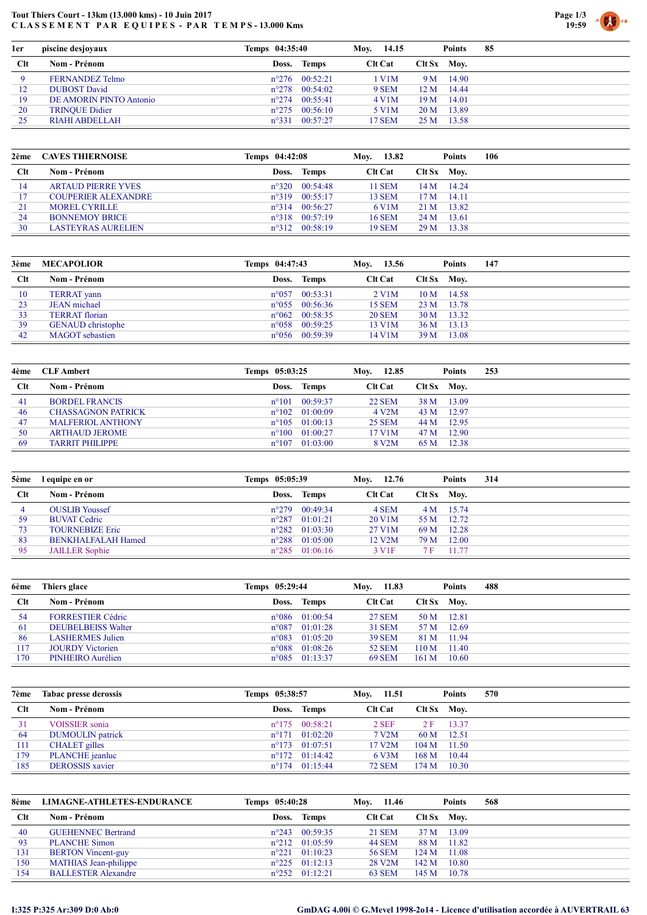**Tout Thiers Court - 13km (13.000 kms) - 10 Juin 2017**
**C L A S S E M E N T   P A R   E Q U I P E S - P A R   T E M P S - 13.000 Kms**

| 1er | piscine desjoyaux | | Temps 04:35:40 | | Moy. 14.15 | | Points 85 |
|---|---|---|---|---|---|---|---|
| **Clt** | **Nom - Prénom** | **Doss.** | **Temps** | **Clt Cat** | **Clt Sx** | **Moy.** | |
| 9 | FERNANDEZ Telmo | n°276 | 00:52:21 | 1 V1M | 9 M | 14.90 | |
| 12 | DUBOST David | n°278 | 00:54:02 | 9 SEM | 12 M | 14.44 | |
| 19 | DE AMORIN PINTO Antonio | n°274 | 00:55:41 | 4 V1M | 19 M | 14.01 | |
| 20 | TRINQUE Didier | n°275 | 00:56:10 | 5 V1M | 20 M | 13.89 | |
| 25 | RIAHI ABDELLAH | n°331 | 00:57:27 | 17 SEM | 25 M | 13.58 | |

| 2ème | CAVES THIERNOISE | | Temps 04:42:08 | | Moy. 13.82 | | Points 106 |
|---|---|---|---|---|---|---|---|
| **Clt** | **Nom - Prénom** | **Doss.** | **Temps** | **Clt Cat** | **Clt Sx** | **Moy.** | |
| 14 | ARTAUD PIERRE YVES | n°320 | 00:54:48 | 11 SEM | 14 M | 14.24 | |
| 17 | COUPERIER ALEXANDRE | n°319 | 00:55:17 | 13 SEM | 17 M | 14.11 | |
| 21 | MOREL CYRILLE | n°314 | 00:56:27 | 6 V1M | 21 M | 13.82 | |
| 24 | BONNEMOY BRICE | n°318 | 00:57:19 | 16 SEM | 24 M | 13.61 | |
| 30 | LASTEYRAS AURELIEN | n°312 | 00:58:19 | 19 SEM | 29 M | 13.38 | |

| 3ème | MECAPOLIOR | | Temps 04:47:43 | | Moy. 13.56 | | Points 147 |
|---|---|---|---|---|---|---|---|
| **Clt** | **Nom - Prénom** | **Doss.** | **Temps** | **Clt Cat** | **Clt Sx** | **Moy.** | |
| 10 | TERRAT yann | n°057 | 00:53:31 | 2 V1M | 10 M | 14.58 | |
| 23 | JEAN michael | n°055 | 00:56:36 | 15 SEM | 23 M | 13.78 | |
| 33 | TERRAT florian | n°062 | 00:58:35 | 20 SEM | 30 M | 13.32 | |
| 39 | GENAUD christophe | n°058 | 00:59:25 | 13 V1M | 36 M | 13.13 | |
| 42 | MAGOT sebastien | n°056 | 00:59:39 | 14 V1M | 39 M | 13.08 | |

| 4ème | CLF Ambert | | Temps 05:03:25 | | Moy. 12.85 | | Points 253 |
|---|---|---|---|---|---|---|---|
| **Clt** | **Nom - Prénom** | **Doss.** | **Temps** | **Clt Cat** | **Clt Sx** | **Moy.** | |
| 41 | BORDEL FRANCIS | n°101 | 00:59:37 | 22 SEM | 38 M | 13.09 | |
| 46 | CHASSAGNON PATRICK | n°102 | 01:00:09 | 4 V2M | 43 M | 12.97 | |
| 47 | MALFERIOL ANTHONY | n°105 | 01:00:13 | 25 SEM | 44 M | 12.95 | |
| 50 | ARTHAUD JEROME | n°100 | 01:00:27 | 17 V1M | 47 M | 12.90 | |
| 69 | TARRIT PHILIPPE | n°107 | 01:03:00 | 8 V2M | 65 M | 12.38 | |

| 5ème | l equipe en or | | Temps 05:05:39 | | Moy. 12.76 | | Points 314 |
|---|---|---|---|---|---|---|---|
| **Clt** | **Nom - Prénom** | **Doss.** | **Temps** | **Clt Cat** | **Clt Sx** | **Moy.** | |
| 4 | OUSLIB Youssef | n°279 | 00:49:34 | 4 SEM | 4 M | 15.74 | |
| 59 | BUVAT Cedric | n°287 | 01:01:21 | 20 V1M | 55 M | 12.72 | |
| 73 | TOURNEBIZE Eric | n°282 | 01:03:30 | 27 V1M | 69 M | 12.28 | |
| 83 | BENKHALFALAH Hamed | n°288 | 01:05:00 | 12 V2M | 79 M | 12.00 | |
| 95 | JAILLER Sophie | n°285 | 01:06:16 | 3 V1F | 7 F | 11.77 | |

| 6ème | Thiers glace | | Temps 05:29:44 | | Moy. 11.83 | | Points 488 |
|---|---|---|---|---|---|---|---|
| **Clt** | **Nom - Prénom** | **Doss.** | **Temps** | **Clt Cat** | **Clt Sx** | **Moy.** | |
| 54 | FORRESTIER Cédric | n°086 | 01:00:54 | 27 SEM | 50 M | 12.81 | |
| 61 | DEUBELBEISS Walter | n°087 | 01:01:28 | 31 SEM | 57 M | 12.69 | |
| 86 | LASHERMES Julien | n°083 | 01:05:20 | 39 SEM | 81 M | 11.94 | |
| 117 | JOURDY Victorien | n°088 | 01:08:26 | 52 SEM | 110 M | 11.40 | |
| 170 | PINHEIRO Aurélien | n°085 | 01:13:37 | 69 SEM | 161 M | 10.60 | |

| 7ème | Tabac presse derossis | | Temps 05:38:57 | | Moy. 11.51 | | Points 570 |
|---|---|---|---|---|---|---|---|
| **Clt** | **Nom - Prénom** | **Doss.** | **Temps** | **Clt Cat** | **Clt Sx** | **Moy.** | |
| 31 | VOISSIER sonia | n°175 | 00:58:21 | 2 SEF | 2 F | 13.37 | |
| 64 | DUMOULIN patrick | n°171 | 01:02:20 | 7 V2M | 60 M | 12.51 | |
| 111 | CHALET gilles | n°173 | 01:07:51 | 17 V2M | 104 M | 11.50 | |
| 179 | PLANCHE jeanluc | n°172 | 01:14:42 | 6 V3M | 168 M | 10.44 | |
| 185 | DEROSSIS xavier | n°174 | 01:15:44 | 72 SEM | 174 M | 10.30 | |

| 8ème | LIMAGNE-ATHLETES-ENDURANCE | | Temps 05:40:28 | | Moy. 11.46 | | Points 568 |
|---|---|---|---|---|---|---|---|
| **Clt** | **Nom - Prénom** | **Doss.** | **Temps** | **Clt Cat** | **Clt Sx** | **Moy.** | |
| 40 | GUEHENNEC Bertrand | n°243 | 00:59:35 | 21 SEM | 37 M | 13.09 | |
| 93 | PLANCHE Simon | n°212 | 01:05:59 | 44 SEM | 88 M | 11.82 | |
| 131 | BERTON Vincent-guy | n°221 | 01:10:23 | 56 SEM | 124 M | 11.08 | |
| 150 | MATHIAS Jean-philippe | n°225 | 01:12:13 | 28 V2M | 142 M | 10.80 | |
| 154 | BALLESTER Alexandre | n°252 | 01:12:21 | 63 SEM | 145 M | 10.78 | |

I:325 P:325 Ar:309 D:0 Ab:0

GmDAG 4.00i © G.Mevel 1998-2014 - Licence d'utilisation accordée à AUVERTRAIL 63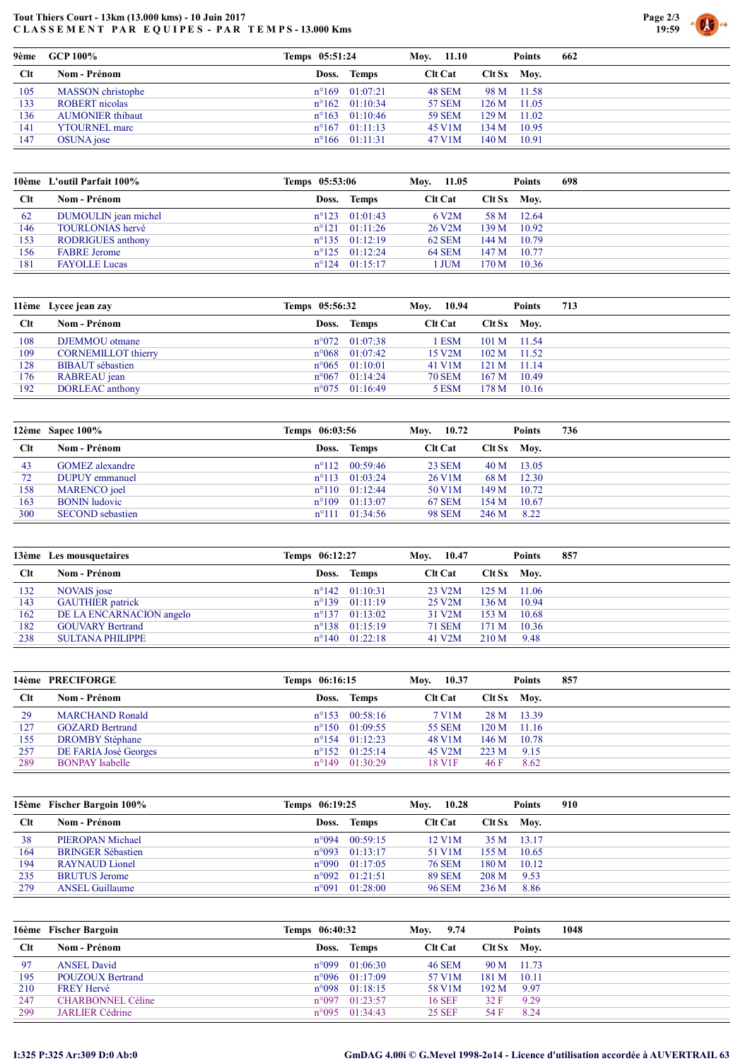**Tout Thiers Court - 13km (13.000 kms) - 10 Juin 2017**
**CLASSEMENT PAR EQUIPES - PAR TEMPS - 13.000 Kms**

| 9ème | GCP 100% | Temps 05:51:24 | | Moy. 11.10 | | Points 662 |
|---|---|---|---|---|---|---|
| **Clt** | **Nom - Prénom** | **Doss.** | **Temps** | **Clt Cat** | **Clt Sx** | **Moy.** |
| 105 | MASSON christophe | n°169 | 01:07:21 | 48 SEM | 98 M | 11.58 |
| 133 | ROBERT nicolas | n°162 | 01:10:34 | 57 SEM | 126 M | 11.05 |
| 136 | AUMONIER thibaut | n°163 | 01:10:46 | 59 SEM | 129 M | 11.02 |
| 141 | YTOURNEL marc | n°167 | 01:11:13 | 45 V1M | 134 M | 10.95 |
| 147 | OSUNA jose | n°166 | 01:11:31 | 47 V1M | 140 M | 10.91 |

| 10ème | L'outil Parfait 100% | Temps 05:53:06 | | Moy. 11.05 | | Points 698 |
|---|---|---|---|---|---|---|
| **Clt** | **Nom - Prénom** | **Doss.** | **Temps** | **Clt Cat** | **Clt Sx** | **Moy.** |
| 62 | DUMOULIN jean michel | n°123 | 01:01:43 | 6 V2M | 58 M | 12.64 |
| 146 | TOURLONIAS hervé | n°121 | 01:11:26 | 26 V2M | 139 M | 10.92 |
| 153 | RODRIGUES anthony | n°135 | 01:12:19 | 62 SEM | 144 M | 10.79 |
| 156 | FABRE Jerome | n°125 | 01:12:24 | 64 SEM | 147 M | 10.77 |
| 181 | FAYOLLE Lucas | n°124 | 01:15:17 | 1 JUM | 170 M | 10.36 |

| 11ème | Lycee jean zay | Temps 05:56:32 | | Moy. 10.94 | | Points 713 |
|---|---|---|---|---|---|---|
| **Clt** | **Nom - Prénom** | **Doss.** | **Temps** | **Clt Cat** | **Clt Sx** | **Moy.** |
| 108 | DJEMMOU otmane | n°072 | 01:07:38 | 1 ESM | 101 M | 11.54 |
| 109 | CORNEMILLOT thierry | n°068 | 01:07:42 | 15 V2M | 102 M | 11.52 |
| 128 | BIBAUT sébastien | n°065 | 01:10:01 | 41 V1M | 121 M | 11.14 |
| 176 | RABREAU jean | n°067 | 01:14:24 | 70 SEM | 167 M | 10.49 |
| 192 | DORLEAC anthony | n°075 | 01:16:49 | 5 ESM | 178 M | 10.16 |

| 12ème | Sapec 100% | Temps 06:03:56 | | Moy. 10.72 | | Points 736 |
|---|---|---|---|---|---|---|
| **Clt** | **Nom - Prénom** | **Doss.** | **Temps** | **Clt Cat** | **Clt Sx** | **Moy.** |
| 43 | GOMEZ alexandre | n°112 | 00:59:46 | 23 SEM | 40 M | 13.05 |
| 72 | DUPUY emmanuel | n°113 | 01:03:24 | 26 V1M | 68 M | 12.30 |
| 158 | MARENCO joel | n°110 | 01:12:44 | 50 V1M | 149 M | 10.72 |
| 163 | BONIN ludovic | n°109 | 01:13:07 | 67 SEM | 154 M | 10.67 |
| 300 | SECOND sebastien | n°111 | 01:34:56 | 98 SEM | 246 M | 8.22 |

| 13ème | Les mousquetaires | Temps 06:12:27 | | Moy. 10.47 | | Points 857 |
|---|---|---|---|---|---|---|
| **Clt** | **Nom - Prénom** | **Doss.** | **Temps** | **Clt Cat** | **Clt Sx** | **Moy.** |
| 132 | NOVAIS jose | n°142 | 01:10:31 | 23 V2M | 125 M | 11.06 |
| 143 | GAUTHIER patrick | n°139 | 01:11:19 | 25 V2M | 136 M | 10.94 |
| 162 | DE LA ENCARNACION angelo | n°137 | 01:13:02 | 31 V2M | 153 M | 10.68 |
| 182 | GOUVARY Bertrand | n°138 | 01:15:19 | 71 SEM | 171 M | 10.36 |
| 238 | SULTANA PHILIPPE | n°140 | 01:22:18 | 41 V2M | 210 M | 9.48 |

| 14ème | PRECIFORGE | Temps 06:16:15 | | Moy. 10.37 | | Points 857 |
|---|---|---|---|---|---|---|
| **Clt** | **Nom - Prénom** | **Doss.** | **Temps** | **Clt Cat** | **Clt Sx** | **Moy.** |
| 29 | MARCHAND Ronald | n°153 | 00:58:16 | 7 V1M | 28 M | 13.39 |
| 127 | GOZARD Bertrand | n°150 | 01:09:55 | 55 SEM | 120 M | 11.16 |
| 155 | DROMBY Stéphane | n°154 | 01:12:23 | 48 V1M | 146 M | 10.78 |
| 257 | DE FARIA José Georges | n°152 | 01:25:14 | 45 V2M | 223 M | 9.15 |
| 289 | BONPAY Isabelle | n°149 | 01:30:29 | 18 V1F | 46 F | 8.62 |

| 15ème | Fischer Bargoin 100% | Temps 06:19:25 | | Moy. 10.28 | | Points 910 |
|---|---|---|---|---|---|---|
| **Clt** | **Nom - Prénom** | **Doss.** | **Temps** | **Clt Cat** | **Clt Sx** | **Moy.** |
| 38 | PIEROPAN Michael | n°094 | 00:59:15 | 12 V1M | 35 M | 13.17 |
| 164 | BRINGER Sébastien | n°093 | 01:13:17 | 51 V1M | 155 M | 10.65 |
| 194 | RAYNAUD Lionel | n°090 | 01:17:05 | 76 SEM | 180 M | 10.12 |
| 235 | BRUTUS Jerome | n°092 | 01:21:51 | 89 SEM | 208 M | 9.53 |
| 279 | ANSEL Guillaume | n°091 | 01:28:00 | 96 SEM | 236 M | 8.86 |

| 16ème | Fischer Bargoin | Temps 06:40:32 | | Moy. 9.74 | | Points 1048 |
|---|---|---|---|---|---|---|
| **Clt** | **Nom - Prénom** | **Doss.** | **Temps** | **Clt Cat** | **Clt Sx** | **Moy.** |
| 97 | ANSEL David | n°099 | 01:06:30 | 46 SEM | 90 M | 11.73 |
| 195 | POUZOUX Bertrand | n°096 | 01:17:09 | 57 V1M | 181 M | 10.11 |
| 210 | FREY Hervé | n°098 | 01:18:15 | 58 V1M | 192 M | 9.97 |
| 247 | CHARBONNEL Céline | n°097 | 01:23:57 | 16 SEF | 32 F | 9.29 |
| 299 | JARLIER Cédrine | n°095 | 01:34:43 | 25 SEF | 54 F | 8.24 |

I:325 P:325 Ar:309 D:0 Ab:0

GmDAG 4.00i © G.Mevel 1998-2014 - Licence d'utilisation accordée à AUVERTRAIL 63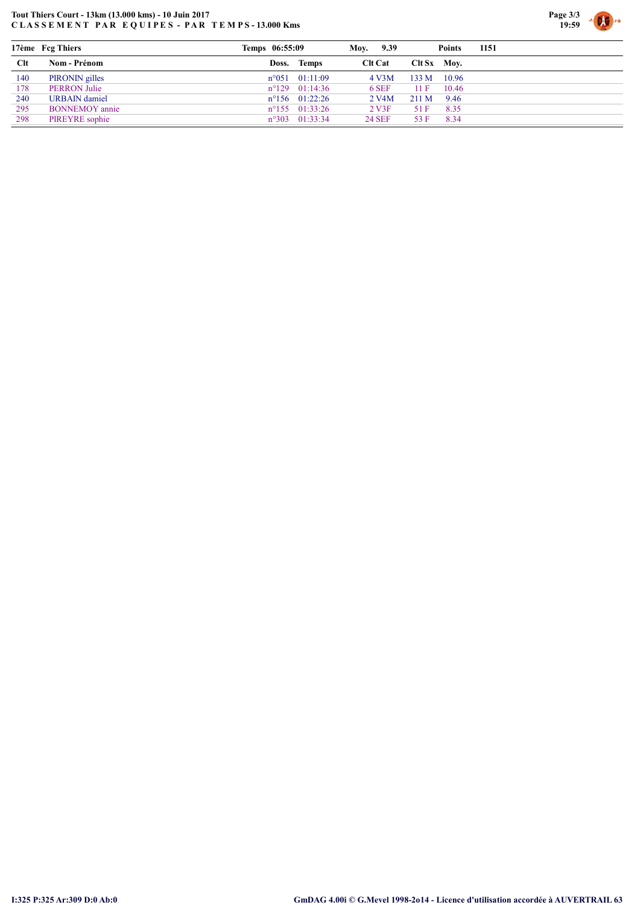# Tout Thiers Court - 13km (13.000 kms) - 10 Juin 2017
## CLASSEMENT PAR EQUIPES - PAR TEMPS - 13.000 Kms

**17ème Fcg Thiers** — **Temps** 06:55:09 — **Moy.** 9.39 — **Points** 1151

| Clt | Nom - Prénom | Doss. | Temps | Clt Cat | Clt Sx | Moy. |
|---|---|---|---|---|---|---|
| 140 | PIRONIN gilles | n°051 | 01:11:09 | 4 V3M | 133 M | 10.96 |
| 178 | PERRON Julie | n°129 | 01:14:36 | 6 SEF | 11 F | 10.46 |
| 240 | URBAIN damiel | n°156 | 01:22:26 | 2 V4M | 211 M | 9.46 |
| 295 | BONNEMOY annie | n°155 | 01:33:26 | 2 V3F | 51 F | 8.35 |
| 298 | PIREYRE sophie | n°303 | 01:33:34 | 24 SEF | 53 F | 8.34 |

I:325 P:325 Ar:309 D:0 Ab:0

GmDAG 4.00i © G.Mevel 1998-2o14 - Licence d'utilisation accordée à AUVERTRAIL 63